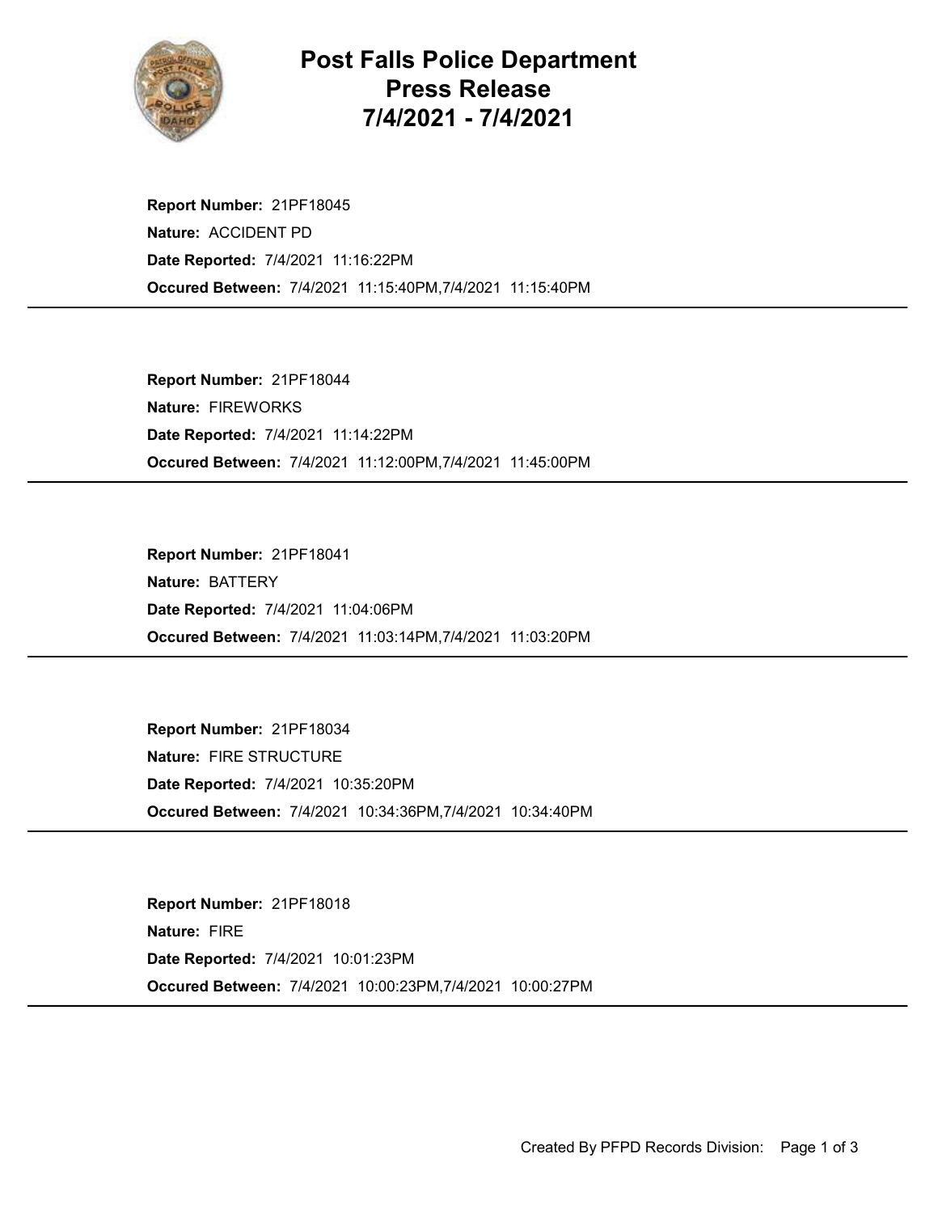# Post Falls Police Department Press Release 7/4/2021 - 7/4/2021

**Report Number:** 21PF18045
**Nature:** ACCIDENT PD
**Date Reported:** 7/4/2021 11:16:22PM
**Occured Between:** 7/4/2021 11:15:40PM,7/4/2021 11:15:40PM

---

**Report Number:** 21PF18044
**Nature:** FIREWORKS
**Date Reported:** 7/4/2021 11:14:22PM
**Occured Between:** 7/4/2021 11:12:00PM,7/4/2021 11:45:00PM

---

**Report Number:** 21PF18041
**Nature:** BATTERY
**Date Reported:** 7/4/2021 11:04:06PM
**Occured Between:** 7/4/2021 11:03:14PM,7/4/2021 11:03:20PM

---

**Report Number:** 21PF18034
**Nature:** FIRE STRUCTURE
**Date Reported:** 7/4/2021 10:35:20PM
**Occured Between:** 7/4/2021 10:34:36PM,7/4/2021 10:34:40PM

---

**Report Number:** 21PF18018
**Nature:** FIRE
**Date Reported:** 7/4/2021 10:01:23PM
**Occured Between:** 7/4/2021 10:00:23PM,7/4/2021 10:00:27PM

---

Created By PFPD Records Division: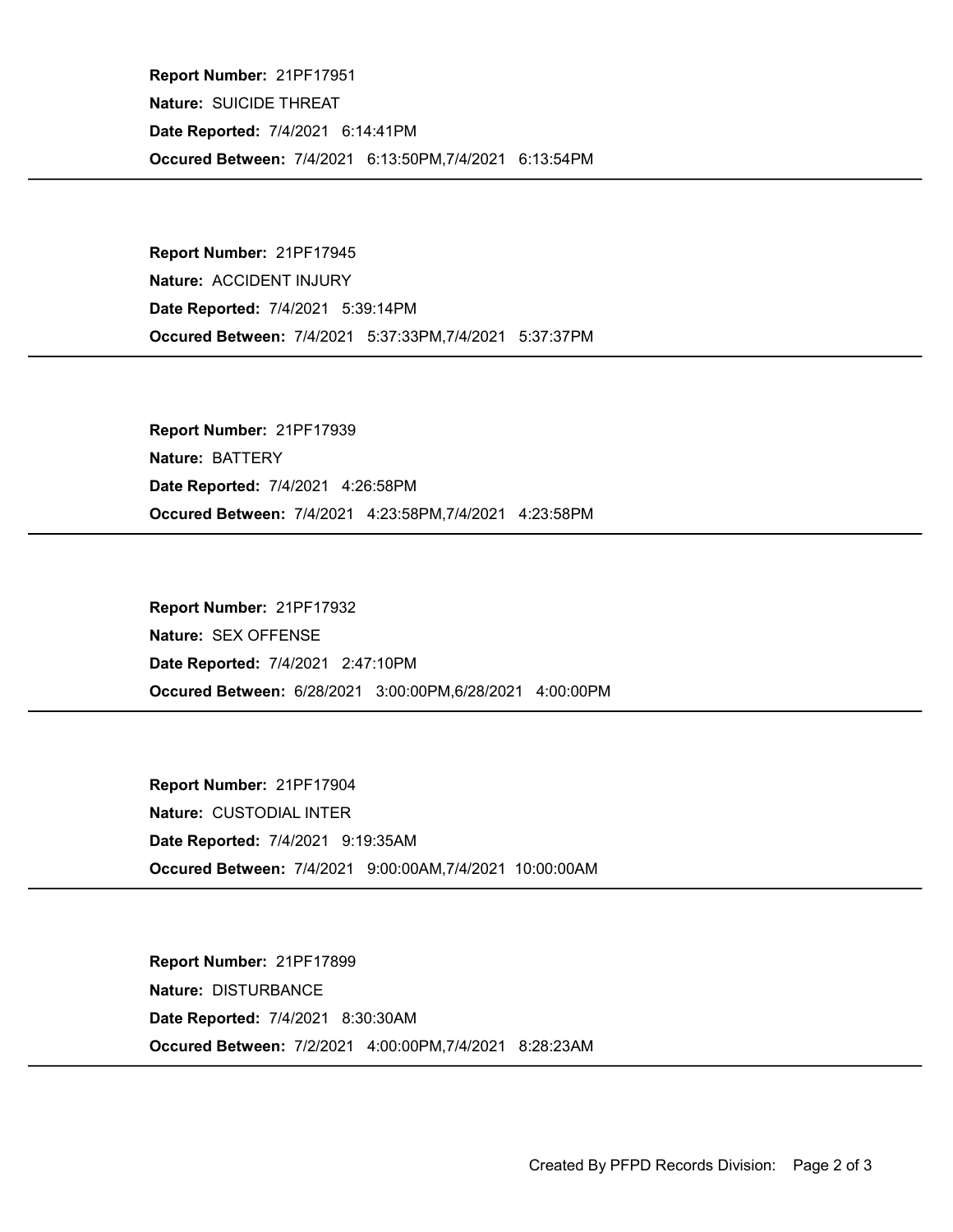**Report Number:** 21PF17951

**Nature:** SUICIDE THREAT

**Date Reported:** 7/4/2021 6:14:41PM

**Occured Between:** 7/4/2021 6:13:50PM,7/4/2021 6:13:54PM

---

**Report Number:** 21PF17945

**Nature:** ACCIDENT INJURY

**Date Reported:** 7/4/2021 5:39:14PM

**Occured Between:** 7/4/2021 5:37:33PM,7/4/2021 5:37:37PM

---

**Report Number:** 21PF17939

**Nature:** BATTERY

**Date Reported:** 7/4/2021 4:26:58PM

**Occured Between:** 7/4/2021 4:23:58PM,7/4/2021 4:23:58PM

---

**Report Number:** 21PF17932

**Nature:** SEX OFFENSE

**Date Reported:** 7/4/2021 2:47:10PM

**Occured Between:** 6/28/2021 3:00:00PM,6/28/2021 4:00:00PM

---

**Report Number:** 21PF17904

**Nature:** CUSTODIAL INTER

**Date Reported:** 7/4/2021 9:19:35AM

**Occured Between:** 7/4/2021 9:00:00AM,7/4/2021 10:00:00AM

---

**Report Number:** 21PF17899

**Nature:** DISTURBANCE

**Date Reported:** 7/4/2021 8:30:30AM

**Occured Between:** 7/2/2021 4:00:00PM,7/4/2021 8:28:23AM

---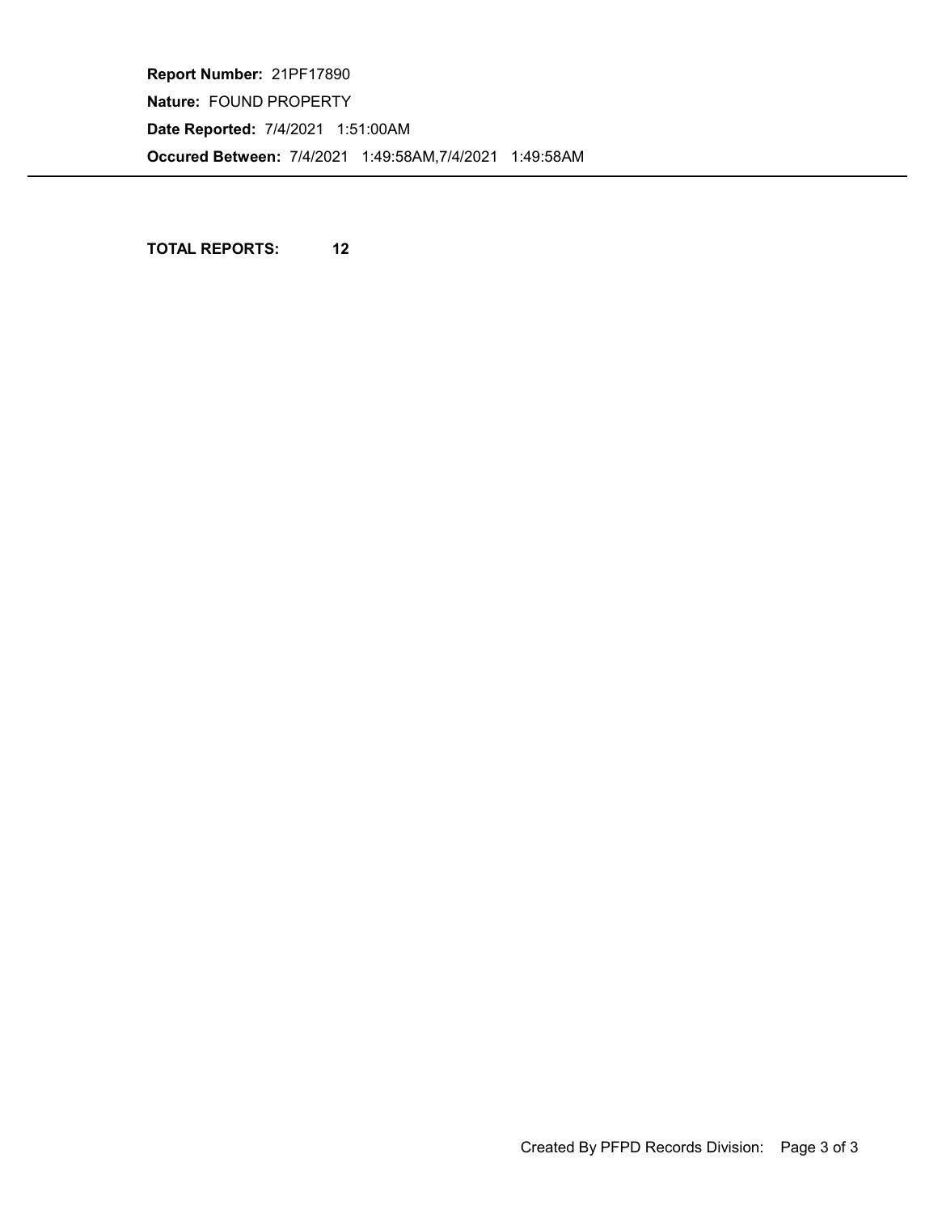**Report Number:** 21PF17890

**Nature:** FOUND PROPERTY

**Date Reported:** 7/4/2021 1:51:00AM

**Occured Between:** 7/4/2021 1:49:58AM,7/4/2021 1:49:58AM

---

**TOTAL REPORTS: 12**